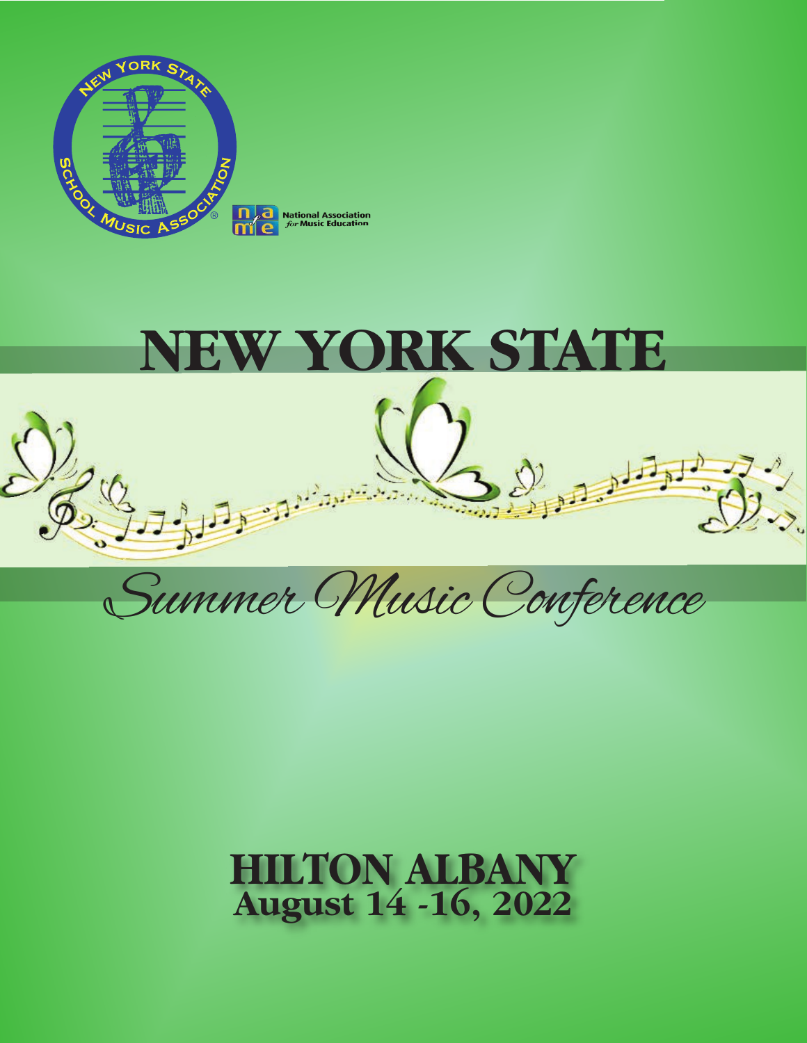New York State School Music Association

National Association for Music Education

# NEW YORK STATE

## Summer Music Conference

**HILTON ALBANY**
**August 14 -16, 2022**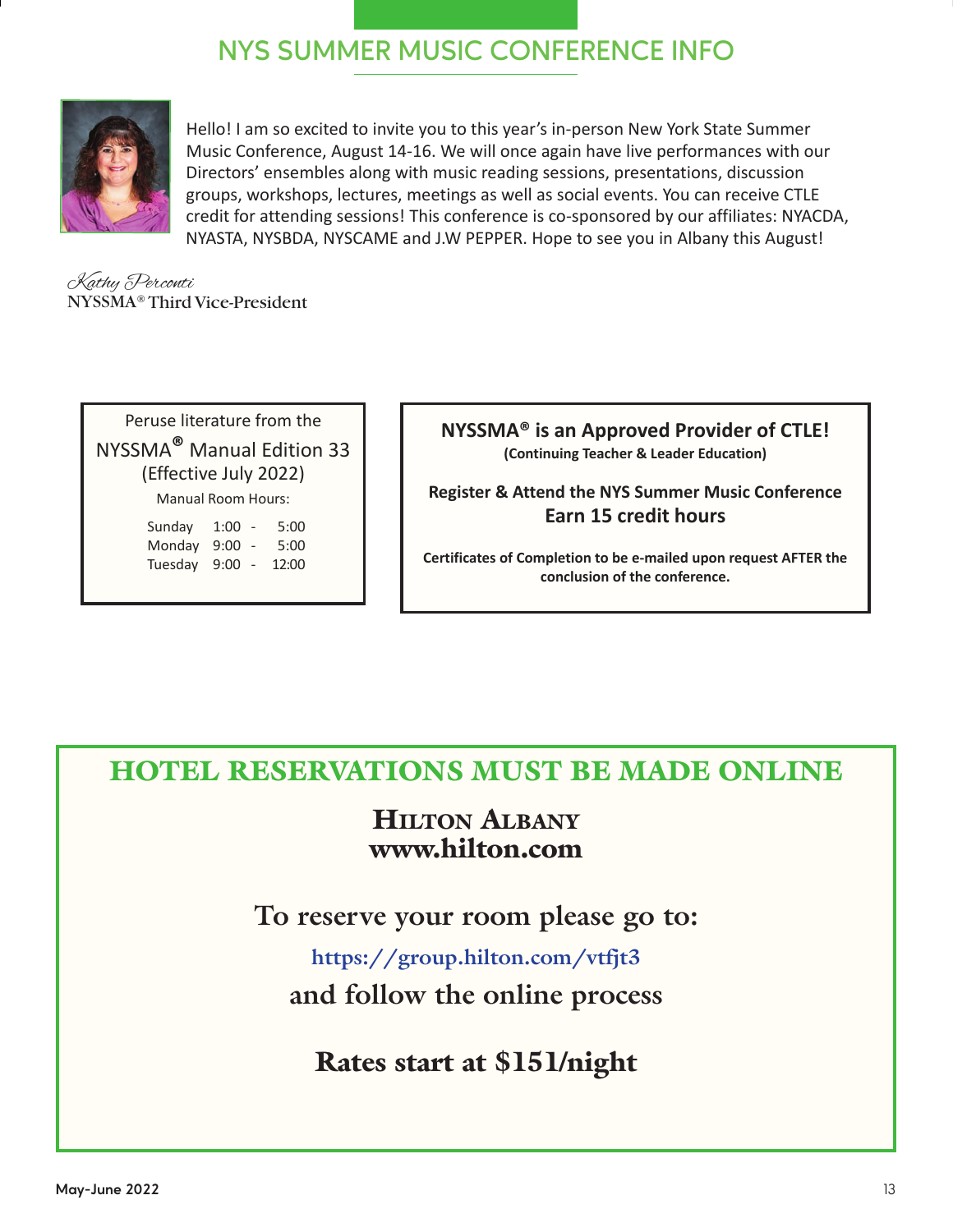# NYS SUMMER MUSIC CONFERENCE INFO

Hello! I am so excited to invite you to this year's in-person New York State Summer Music Conference, August 14-16. We will once again have live performances with our Directors' ensembles along with music reading sessions, presentations, discussion groups, workshops, lectures, meetings as well as social events. You can receive CTLE credit for attending sessions! This conference is co-sponsored by our affiliates: NYACDA, NYASTA, NYSBDA, NYSCAME and J.W PEPPER. Hope to see you in Albany this August!

*Kathy Perconti*
NYSSMA® Third Vice-President

Peruse literature from the NYSSMA® Manual Edition 33 (Effective July 2022)

Manual Room Hours:

| | | | |
|---|---|---|---|
| Sunday | 1:00 | - | 5:00 |
| Monday | 9:00 | - | 5:00 |
| Tuesday | 9:00 | - | 12:00 |

**NYSSMA® is an Approved Provider of CTLE!**
**(Continuing Teacher & Leader Education)**

**Register & Attend the NYS Summer Music Conference**
**Earn 15 credit hours**

**Certificates of Completion to be e-mailed upon request AFTER the conclusion of the conference.**

## HOTEL RESERVATIONS MUST BE MADE ONLINE

**HILTON ALBANY**
**www.hilton.com**

**To reserve your room please go to:**

**https://group.hilton.com/vtfjt3**

**and follow the online process**

**Rates start at $151/night**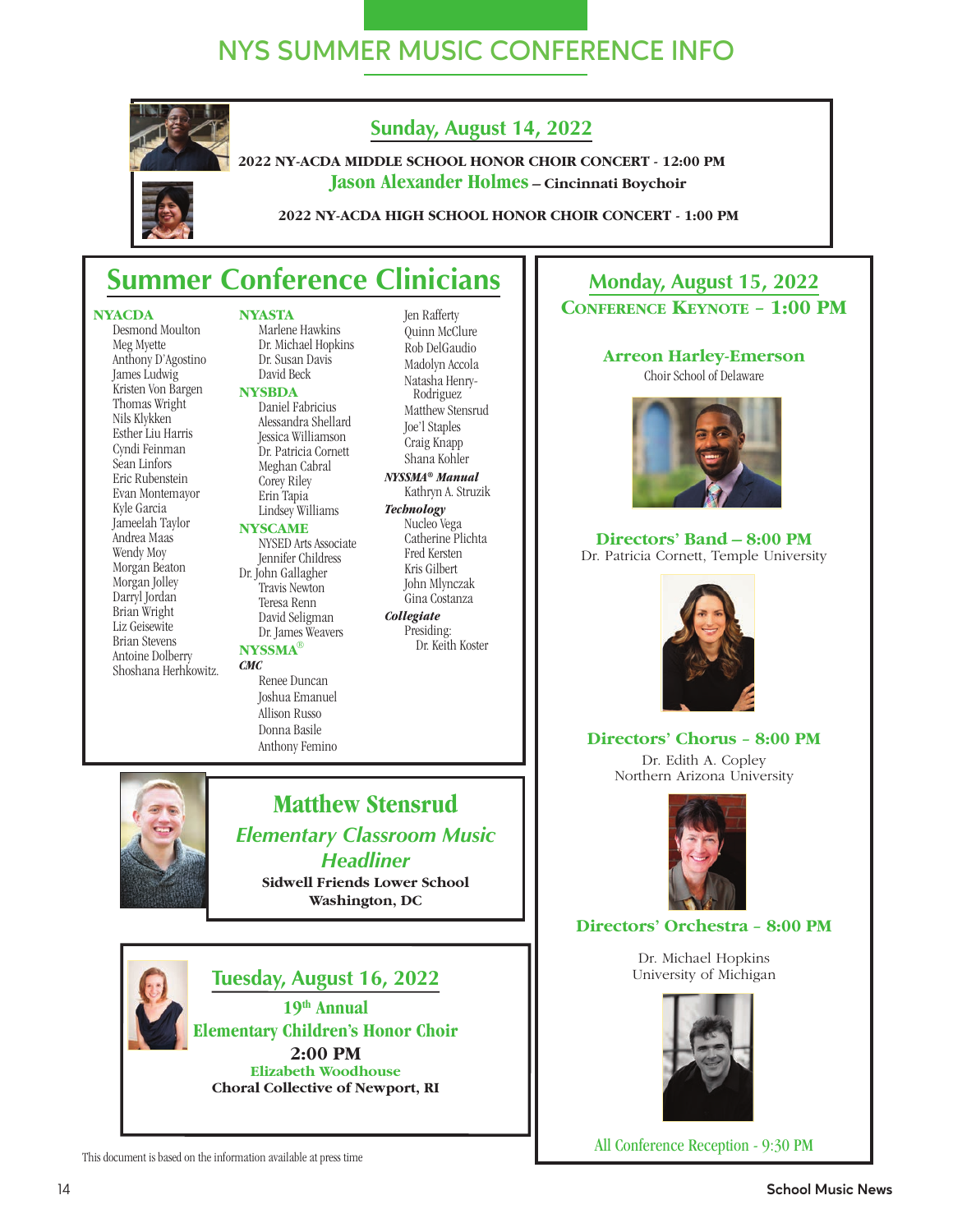# NYS SUMMER MUSIC CONFERENCE INFO

## Sunday, August 14, 2022

**2022 NY-ACDA MIDDLE SCHOOL HONOR CHOIR CONCERT - 12:00 PM**

**Jason Alexander Holmes** – **Cincinnati Boychoir**

**2022 NY-ACDA HIGH SCHOOL HONOR CHOIR CONCERT - 1:00 PM**

## Summer Conference Clinicians

**NYACDA**

- Desmond Moulton
- Meg Myette
- Anthony D'Agostino
- James Ludwig
- Kristen Von Bargen
- Thomas Wright
- Nils Klykken
- Esther Liu Harris
- Cyndi Feinman
- Sean Linfors
- Eric Rubenstein
- Evan Montemayor
- Kyle Garcia
- Jameelah Taylor
- Andrea Maas
- Wendy Moy
- Morgan Beaton
- Morgan Jolley
- Darryl Jordan
- Brian Wright
- Liz Geisewite
- Brian Stevens
- Antoine Dolberry
- Shoshana Herhkowitz.

**NYASTA**

- Marlene Hawkins
- Dr. Michael Hopkins
- Dr. Susan Davis
- David Beck

**NYSBDA**

- Daniel Fabricius
- Alessandra Shellard
- Jessica Williamson
- Dr. Patricia Cornett
- Meghan Cabral
- Corey Riley
- Erin Tapia
- Lindsey Williams

**NYSCAME**

- NYSED Arts Associate
- Jennifer Childress
- Dr. John Gallagher
- Travis Newton
- Teresa Renn
- David Seligman
- Dr. James Weavers

**NYSSMA®**

***CMC***

- Renee Duncan
- Joshua Emanuel
- Allison Russo
- Donna Basile
- Anthony Femino
- Jen Rafferty
- Quinn McClure
- Rob DelGaudio
- Madolyn Accola
- Natasha Henry-Rodriguez
- Matthew Stensrud
- Joe'l Staples
- Craig Knapp
- Shana Kohler

***NYSSMA® Manual***

- Kathryn A. Struzik

***Technology***

- Nucleo Vega
- Catherine Plichta
- Fred Kersten
- Kris Gilbert
- John Mlynczak
- Gina Costanza

***Collegiate***

- Presiding:
  - Dr. Keith Koster

## Matthew Stensrud

***Elementary Classroom Music Headliner***

**Sidwell Friends Lower School**
**Washington, DC**

## Tuesday, August 16, 2022

**19th Annual**
**Elementary Children's Honor Choir**

**2:00 PM**

**Elizabeth Woodhouse**
**Choral Collective of Newport, RI**

## Monday, August 15, 2022

**CONFERENCE KEYNOTE – 1:00 PM**

**Arreon Harley-Emerson**
Choir School of Delaware

**Directors' Band – 8:00 PM**
Dr. Patricia Cornett, Temple University

**Directors' Chorus – 8:00 PM**
Dr. Edith A. Copley
Northern Arizona University

**Directors' Orchestra – 8:00 PM**
Dr. Michael Hopkins
University of Michigan

All Conference Reception - 9:30 PM

This document is based on the information available at press time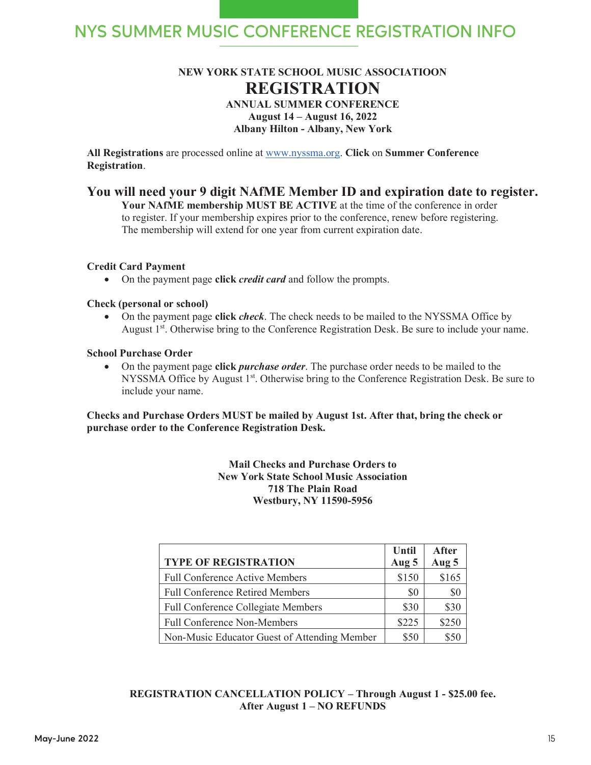# NYS SUMMER MUSIC CONFERENCE REGISTRATION INFO

**NEW YORK STATE SCHOOL MUSIC ASSOCIATIOON**

## REGISTRATION

**ANNUAL SUMMER CONFERENCE**
**August 14 – August 16, 2022**
**Albany Hilton - Albany, New York**

**All Registrations** are processed online at www.nyssma.org. **Click** on **Summer Conference Registration**.

### You will need your 9 digit NAfME Member ID and expiration date to register.

**Your NAfME membership MUST BE ACTIVE** at the time of the conference in order to register. If your membership expires prior to the conference, renew before registering. The membership will extend for one year from current expiration date.

**Credit Card Payment**

- On the payment page **click *credit card*** and follow the prompts.

**Check (personal or school)**

- On the payment page **click *check***. The check needs to be mailed to the NYSSMA Office by August 1st. Otherwise bring to the Conference Registration Desk. Be sure to include your name.

**School Purchase Order**

- On the payment page **click *purchase order***. The purchase order needs to be mailed to the NYSSMA Office by August 1st. Otherwise bring to the Conference Registration Desk. Be sure to include your name.

**Checks and Purchase Orders MUST be mailed by August 1st. After that, bring the check or purchase order to the Conference Registration Desk.**

**Mail Checks and Purchase Orders to**
**New York State School Music Association**
**718 The Plain Road**
**Westbury, NY 11590-5956**

| TYPE OF REGISTRATION | Until Aug 5 | After Aug 5 |
|---|---|---|
| Full Conference Active Members | $150 | $165 |
| Full Conference Retired Members | $0 | $0 |
| Full Conference Collegiate Members | $30 | $30 |
| Full Conference Non-Members | $225 | $250 |
| Non-Music Educator Guest of Attending Member | $50 | $50 |

**REGISTRATION CANCELLATION POLICY – Through August 1 - $25.00 fee.**
**After August 1 – NO REFUNDS**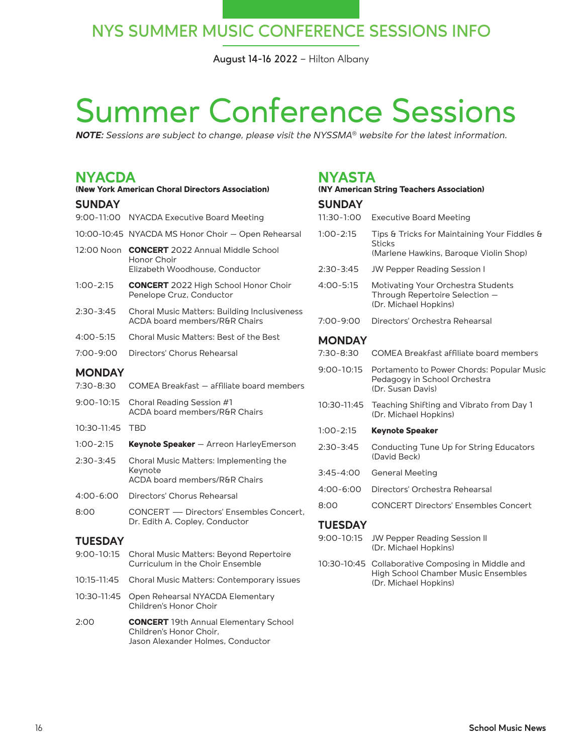# NYS SUMMER MUSIC CONFERENCE SESSIONS INFO

**August 14-16 2022** – Hilton Albany

# Summer Conference Sessions

***NOTE:*** *Sessions are subject to change, please visit the NYSSMA® website for the latest information.*

## NYACDA

**(New York American Choral Directors Association)**

### SUNDAY

| | |
|---|---|
| 9:00-11:00 | NYACDA Executive Board Meeting |
| 10:00-10:45 | NYACDA MS Honor Choir – Open Rehearsal |
| 12:00 Noon | **CONCERT** 2022 Annual Middle School Honor Choir<br>Elizabeth Woodhouse, Conductor |
| 1:00-2:15 | **CONCERT** 2022 High School Honor Choir<br>Penelope Cruz, Conductor |
| 2:30-3:45 | Choral Music Matters: Building Inclusiveness<br>ACDA board members/R&R Chairs |
| 4:00-5:15 | Choral Music Matters: Best of the Best |
| 7:00-9:00 | Directors' Chorus Rehearsal |

### MONDAY

| | |
|---|---|
| 7:30-8:30 | COMEA Breakfast – affiliate board members |
| 9:00-10:15 | Choral Reading Session #1<br>ACDA board members/R&R Chairs |
| 10:30-11:45 | TBD |
| 1:00-2:15 | **Keynote Speaker** – Arreon HarleyEmerson |
| 2:30-3:45 | Choral Music Matters: Implementing the Keynote<br>ACDA board members/R&R Chairs |
| 4:00-6:00 | Directors' Chorus Rehearsal |
| 8:00 | CONCERT — Directors' Ensembles Concert,<br>Dr. Edith A. Copley, Conductor |

### TUESDAY

| | |
|---|---|
| 9:00-10:15 | Choral Music Matters: Beyond Repertoire Curriculum in the Choir Ensemble |
| 10:15-11:45 | Choral Music Matters: Contemporary issues |
| 10:30-11:45 | Open Rehearsal NYACDA Elementary Children's Honor Choir |
| 2:00 | **CONCERT** 19th Annual Elementary School Children's Honor Choir,<br>Jason Alexander Holmes, Conductor |

## NYASTA

**(NY American String Teachers Association)**

### SUNDAY

| | |
|---|---|
| 11:30-1:00 | Executive Board Meeting |
| 1:00-2:15 | Tips & Tricks for Maintaining Your Fiddles & Sticks<br>(Marlene Hawkins, Baroque Violin Shop) |
| 2:30-3:45 | JW Pepper Reading Session I |
| 4:00-5:15 | Motivating Your Orchestra Students Through Repertoire Selection –<br>(Dr. Michael Hopkins) |
| 7:00-9:00 | Directors' Orchestra Rehearsal |

### MONDAY

| | |
|---|---|
| 7:30-8:30 | COMEA Breakfast affiliate board members |
| 9:00-10:15 | Portamento to Power Chords: Popular Music Pedagogy in School Orchestra<br>(Dr. Susan Davis) |
| 10:30-11:45 | Teaching Shifting and Vibrato from Day 1<br>(Dr. Michael Hopkins) |
| 1:00-2:15 | **Keynote Speaker** |
| 2:30-3:45 | Conducting Tune Up for String Educators<br>(David Beck) |
| 3:45-4:00 | General Meeting |
| 4:00-6:00 | Directors' Orchestra Rehearsal |
| 8:00 | CONCERT Directors' Ensembles Concert |

### TUESDAY

| | |
|---|---|
| 9:00-10:15 | JW Pepper Reading Session II<br>(Dr. Michael Hopkins) |
| 10:30-10:45 | Collaborative Composing in Middle and High School Chamber Music Ensembles<br>(Dr. Michael Hopkins) |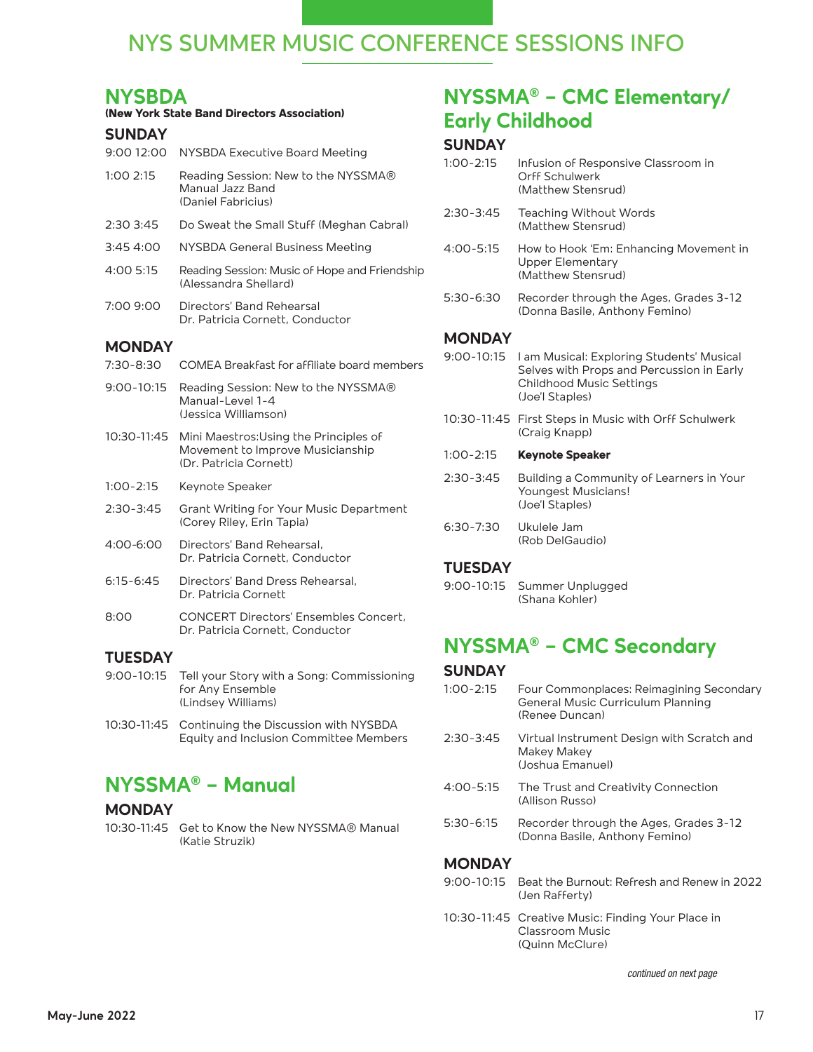# NYS SUMMER MUSIC CONFERENCE SESSIONS INFO

## NYSBDA

**(New York State Band Directors Association)**

### SUNDAY

9:00 12:00 NYSBDA Executive Board Meeting

1:00 2:15 Reading Session: New to the NYSSMA® Manual Jazz Band (Daniel Fabricius)

2:30 3:45 Do Sweat the Small Stuff (Meghan Cabral)

3:45 4:00 NYSBDA General Business Meeting

4:00 5:15 Reading Session: Music of Hope and Friendship (Alessandra Shellard)

7:00 9:00 Directors' Band Rehearsal Dr. Patricia Cornett, Conductor

### MONDAY

7:30-8:30 COMEA Breakfast for affiliate board members

9:00-10:15 Reading Session: New to the NYSSMA® Manual-Level 1-4 (Jessica Williamson)

10:30-11:45 Mini Maestros:Using the Principles of Movement to Improve Musicianship (Dr. Patricia Cornett)

1:00-2:15 Keynote Speaker

2:30-3:45 Grant Writing for Your Music Department (Corey Riley, Erin Tapia)

4:00-6:00 Directors' Band Rehearsal, Dr. Patricia Cornett, Conductor

6:15-6:45 Directors' Band Dress Rehearsal, Dr. Patricia Cornett

8:00 CONCERT Directors' Ensembles Concert, Dr. Patricia Cornett, Conductor

### TUESDAY

9:00-10:15 Tell your Story with a Song: Commissioning for Any Ensemble (Lindsey Williams)

10:30-11:45 Continuing the Discussion with NYSBDA Equity and Inclusion Committee Members

## NYSSMA® – Manual

### MONDAY

10:30-11:45 Get to Know the New NYSSMA® Manual (Katie Struzik)

## NYSSMA® – CMC Elementary/ Early Childhood

### SUNDAY

1:00-2:15 Infusion of Responsive Classroom in Orff Schulwerk (Matthew Stensrud)

2:30-3:45 Teaching Without Words (Matthew Stensrud)

4:00-5:15 How to Hook 'Em: Enhancing Movement in Upper Elementary (Matthew Stensrud)

5:30-6:30 Recorder through the Ages, Grades 3-12 (Donna Basile, Anthony Femino)

### MONDAY

9:00-10:15 I am Musical: Exploring Students' Musical Selves with Props and Percussion in Early Childhood Music Settings (Joe'l Staples)

10:30-11:45 First Steps in Music with Orff Schulwerk (Craig Knapp)

1:00-2:15 **Keynote Speaker**

2:30-3:45 Building a Community of Learners in Your Youngest Musicians! (Joe'l Staples)

6:30-7:30 Ukulele Jam (Rob DelGaudio)

### TUESDAY

9:00-10:15 Summer Unplugged (Shana Kohler)

## NYSSMA® – CMC Secondary

### SUNDAY

1:00-2:15 Four Commonplaces: Reimagining Secondary General Music Curriculum Planning (Renee Duncan)

2:30-3:45 Virtual Instrument Design with Scratch and Makey Makey (Joshua Emanuel)

4:00-5:15 The Trust and Creativity Connection (Allison Russo)

5:30-6:15 Recorder through the Ages, Grades 3-12 (Donna Basile, Anthony Femino)

### MONDAY

9:00-10:15 Beat the Burnout: Refresh and Renew in 2022 (Jen Rafferty)

10:30-11:45 Creative Music: Finding Your Place in Classroom Music (Quinn McClure)

*continued on next page*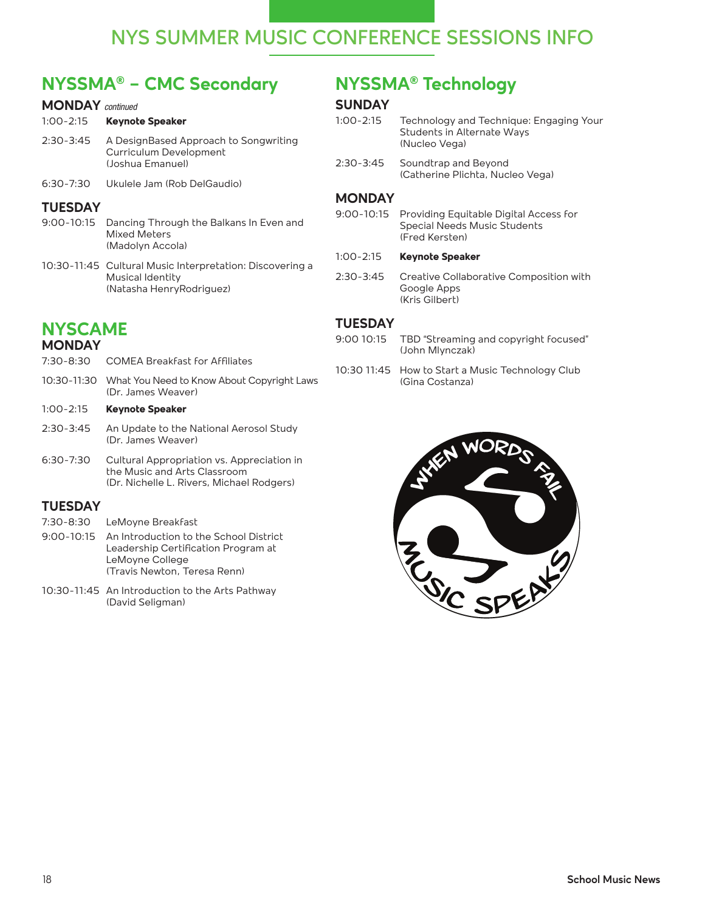# NYS SUMMER MUSIC CONFERENCE SESSIONS INFO

## NYSSMA® – CMC Secondary

### MONDAY *continued*

1:00-2:15 **Keynote Speaker**

2:30-3:45 A DesignBased Approach to Songwriting Curriculum Development (Joshua Emanuel)

6:30-7:30 Ukulele Jam (Rob DelGaudio)

### TUESDAY

9:00-10:15 Dancing Through the Balkans In Even and Mixed Meters (Madolyn Accola)

10:30-11:45 Cultural Music Interpretation: Discovering a Musical Identity (Natasha HenryRodriguez)

## NYSCAME

### MONDAY

7:30-8:30 COMEA Breakfast for Affiliates

10:30-11:30 What You Need to Know About Copyright Laws (Dr. James Weaver)

1:00-2:15 **Keynote Speaker**

2:30-3:45 An Update to the National Aerosol Study (Dr. James Weaver)

6:30-7:30 Cultural Appropriation vs. Appreciation in the Music and Arts Classroom (Dr. Nichelle L. Rivers, Michael Rodgers)

### TUESDAY

7:30-8:30 LeMoyne Breakfast

9:00-10:15 An Introduction to the School District Leadership Certification Program at LeMoyne College (Travis Newton, Teresa Renn)

10:30-11:45 An Introduction to the Arts Pathway (David Seligman)

## NYSSMA® Technology

### SUNDAY

1:00-2:15 Technology and Technique: Engaging Your Students in Alternate Ways (Nucleo Vega)

2:30-3:45 Soundtrap and Beyond (Catherine Plichta, Nucleo Vega)

### MONDAY

9:00-10:15 Providing Equitable Digital Access for Special Needs Music Students (Fred Kersten)

1:00-2:15 **Keynote Speaker**

2:30-3:45 Creative Collaborative Composition with Google Apps (Kris Gilbert)

### TUESDAY

9:00 10:15 TBD "Streaming and copyright focused" (John Mlynczak)

10:30 11:45 How to Start a Music Technology Club (Gina Costanza)

WHEN WORDS FAIL MUSIC SPEAKS